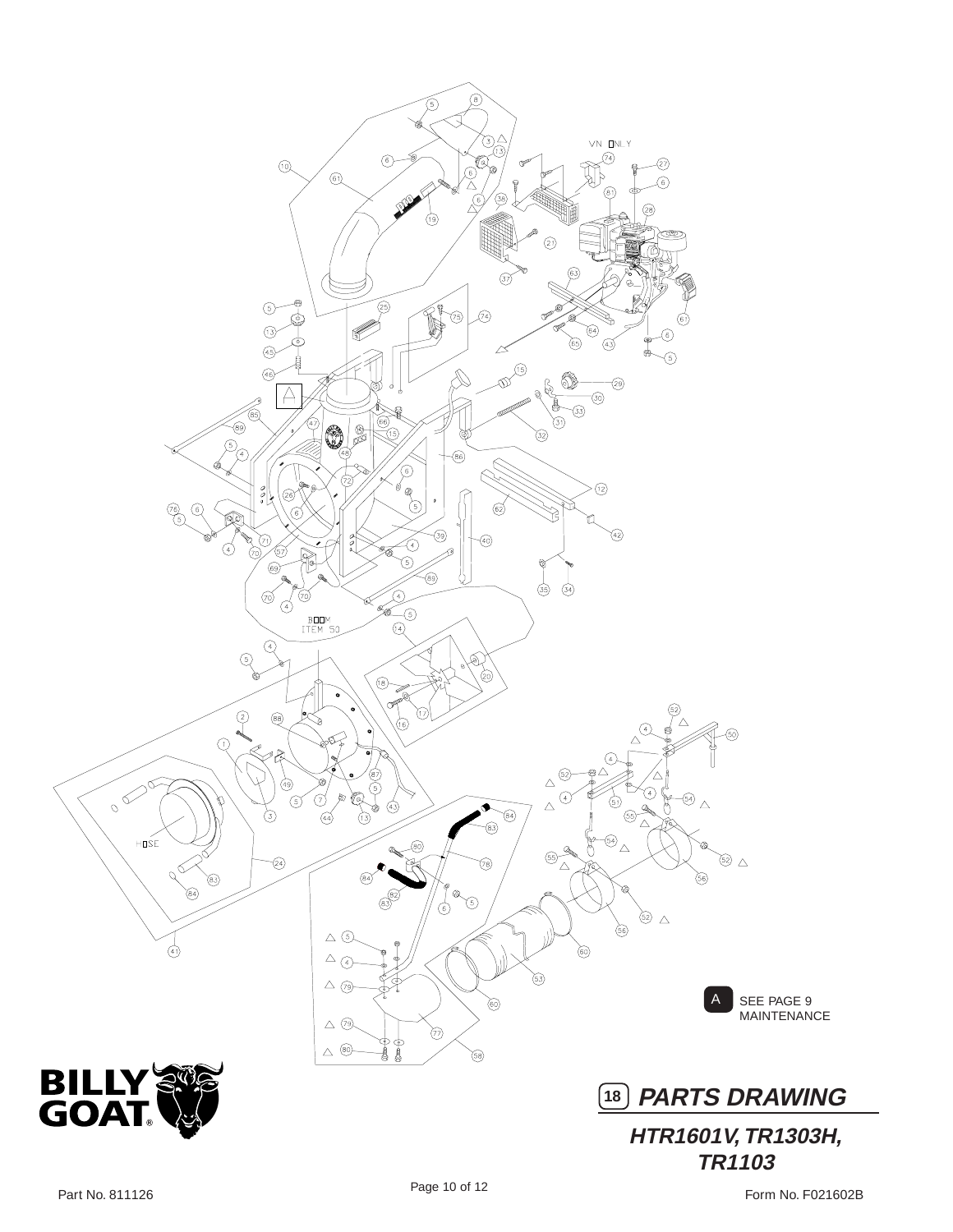VN ONLY

BOOM
ITEM 50

HOSE

A SEE PAGE 9 MAINTENANCE

## 18 PARTS DRAWING

### HTR1601V, TR1303H, TR1103

Part No. 811126

Form No. F021602B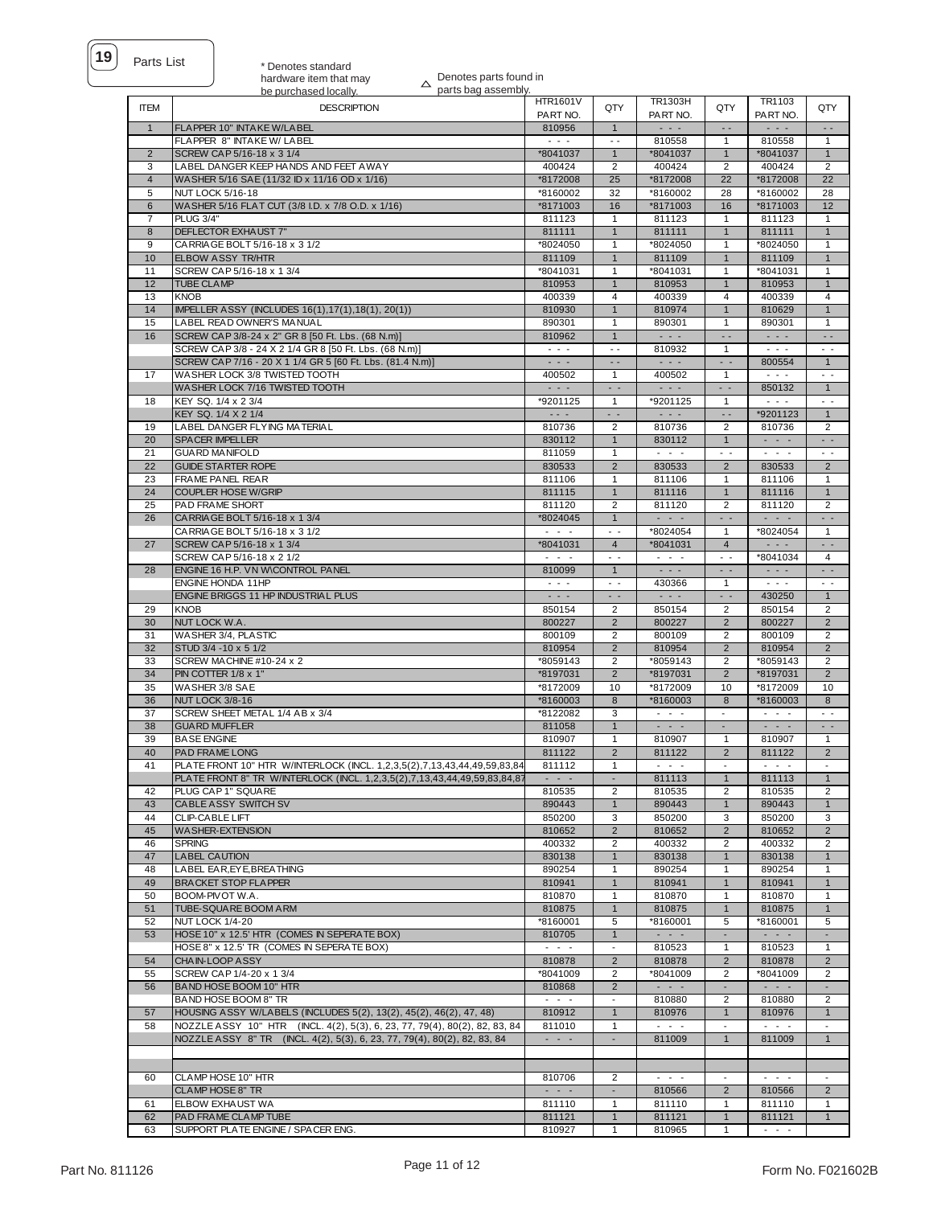## 19 Parts List

\* Denotes standard hardware item that may be purchased locally.

△ Denotes parts found in parts bag assembly.

| ITEM | DESCRIPTION | HTR1601V PART NO. | QTY | TR1303H PART NO. | QTY | TR1103 PART NO. | QTY |
|---|---|---|---|---|---|---|---|
| 1 | FLAPPER 10" INTAKE W/LABEL | 810956 | 1 | - - - | - - | - - - | - - |
| | FLAPPER 8" INTAKE W/ LABEL | - - - | - - | 810558 | 1 | 810558 | 1 |
| 2 | SCREW CAP 5/16-18 x 3 1/4 | *8041037 | 1 | *8041037 | 1 | *8041037 | 1 |
| 3 | LABEL DANGER KEEP HANDS AND FEET AWAY | 400424 | 2 | 400424 | 2 | 400424 | 2 |
| 4 | WASHER 5/16 SAE (11/32 ID x 11/16 OD x 1/16) | *8172008 | 25 | *8172008 | 22 | *8172008 | 22 |
| 5 | NUT LOCK 5/16-18 | *8160002 | 32 | *8160002 | 28 | *8160002 | 28 |
| 6 | WASHER 5/16 FLAT CUT (3/8 I.D. x 7/8 O.D. x 1/16) | *8171003 | 16 | *8171003 | 16 | *8171003 | 12 |
| 7 | PLUG 3/4" | 811123 | 1 | 811123 | 1 | 811123 | 1 |
| 8 | DEFLECTOR EXHAUST 7" | 811111 | 1 | 811111 | 1 | 811111 | 1 |
| 9 | CARRIAGE BOLT 5/16-18 x 3 1/2 | *8024050 | 1 | *8024050 | 1 | *8024050 | 1 |
| 10 | ELBOW ASSY TR/HTR | 811109 | 1 | 811109 | 1 | 811109 | 1 |
| 11 | SCREW CAP 5/16-18 x 1 3/4 | *8041031 | 1 | *8041031 | 1 | *8041031 | 1 |
| 12 | TUBE CLAMP | 810953 | 1 | 810953 | 1 | 810953 | 1 |
| 13 | KNOB | 400339 | 4 | 400339 | 4 | 400339 | 4 |
| 14 | IMPELLER ASSY (INCLUDES 16(1),17(1),18(1), 20(1)) | 810930 | 1 | 810974 | 1 | 810629 | 1 |
| 15 | LABEL READ OWNER'S MANUAL | 890301 | 1 | 890301 | 1 | 890301 | 1 |
| 16 | SCREW CAP 3/8-24 x 2" GR 8 [50 Ft. Lbs. (68 N.m)] | 810962 | 1 | - - - | - - | - - - | - - |
| | SCREW CAP 3/8 - 24 X 2 1/4 GR 8 [50 Ft. Lbs. (68 N.m)] | - - - | - - | 810932 | 1 | - - - | - - |
| | SCREW CAP 7/16 - 20 X 1 1/4 GR 5 [60 Ft. Lbs. (81.4 N.m)] | - - - | - - | - - - | - - | 800554 | 1 |
| 17 | WASHER LOCK 3/8 TWISTED TOOTH | 400502 | 1 | 400502 | 1 | - - - | - - |
| | WASHER LOCK 7/16 TWISTED TOOTH | - - - | - - | - - - | - - | 850132 | 1 |
| 18 | KEY SQ. 1/4 x 2 3/4 | *9201125 | 1 | *9201125 | 1 | - - - | - - |
| | KEY SQ. 1/4 X 2 1/4 | - - - | - - | - - - | - - | *9201123 | 1 |
| 19 | LABEL DANGER FLYING MATERIAL | 810736 | 2 | 810736 | 2 | 810736 | 2 |
| 20 | SPACER IMPELLER | 830112 | 1 | 830112 | 1 | - - - | - - |
| 21 | GUARD MANIFOLD | 811059 | 1 | - - - | - - | - - - | - - |
| 22 | GUIDE STARTER ROPE | 830533 | 2 | 830533 | 2 | 830533 | 2 |
| 23 | FRAME PANEL REAR | 811106 | 1 | 811106 | 1 | 811106 | 1 |
| 24 | COUPLER HOSE W/GRIP | 811115 | 1 | 811116 | 1 | 811116 | 1 |
| 25 | PAD FRAME SHORT | 811120 | 2 | 811120 | 2 | 811120 | 2 |
| 26 | CARRIAGE BOLT 5/16-18 x 1 3/4 | *8024045 | 1 | - - - | - - | - - - | - - |
| | CARRIAGE BOLT 5/16-18 x 3 1/2 | - - - | - - | *8024054 | 1 | *8024054 | 1 |
| 27 | SCREW CAP 5/16-18 x 1 3/4 | *8041031 | 4 | *8041031 | 4 | - - - | - - |
| | SCREW CAP 5/16-18 x 2 1/2 | - - - | - - | - - - | - - | *8041034 | 4 |
| 28 | ENGINE 16 H.P. VN W\CONTROL PANEL | 810099 | 1 | - - - | - - | - - - | - - |
| | ENGINE HONDA 11HP | - - - | - - | 430366 | 1 | - - - | - - |
| | ENGINE BRIGGS 11 HP INDUSTRIAL PLUS | - - - | - - | - - - | - - | 430250 | 1 |
| 29 | KNOB | 850154 | 2 | 850154 | 2 | 850154 | 2 |
| 30 | NUT LOCK W.A. | 800227 | 2 | 800227 | 2 | 800227 | 2 |
| 31 | WASHER 3/4, PLASTIC | 800109 | 2 | 800109 | 2 | 800109 | 2 |
| 32 | STUD 3/4 -10 x 5 1/2 | 810954 | 2 | 810954 | 2 | 810954 | 2 |
| 33 | SCREW MACHINE #10-24 x 2 | *8059143 | 2 | *8059143 | 2 | *8059143 | 2 |
| 34 | PIN COTTER 1/8 x 1" | *8197031 | 2 | *8197031 | 2 | *8197031 | 2 |
| 35 | WASHER 3/8 SAE | *8172009 | 10 | *8172009 | 10 | *8172009 | 10 |
| 36 | NUT LOCK 3/8-16 | *8160003 | 8 | *8160003 | 8 | *8160003 | 8 |
| 37 | SCREW SHEET METAL 1/4 AB x 3/4 | *8122082 | 3 | - - - | - | - - - | - - |
| 38 | GUARD MUFFLER | 811058 | 1 | - - - | - | - - - | - - |
| 39 | BASE ENGINE | 810907 | 1 | 810907 | 1 | 810907 | 1 |
| 40 | PAD FRAME LONG | 811122 | 2 | 811122 | 2 | 811122 | 2 |
| 41 | PLATE FRONT 10" HTR W/INTERLOCK (INCL. 1,2,3,5(2),7,13,43,44,49,59,83,84 | 811112 | 1 | - - - | - | - - - | - |
| | PLATE FRONT 8" TR W/INTERLOCK (INCL. 1,2,3,5(2),7,13,43,44,49,59,83,84,87 | - - - | - | 811113 | 1 | 811113 | 1 |
| 42 | PLUG CAP 1" SQUARE | 810535 | 2 | 810535 | 2 | 810535 | 2 |
| 43 | CABLE ASSY SWITCH SV | 890443 | 1 | 890443 | 1 | 890443 | 1 |
| 44 | CLIP-CABLE LIFT | 850200 | 3 | 850200 | 3 | 850200 | 3 |
| 45 | WASHER-EXTENSION | 810652 | 2 | 810652 | 2 | 810652 | 2 |
| 46 | SPRING | 400332 | 2 | 400332 | 2 | 400332 | 2 |
| 47 | LABEL CAUTION | 830138 | 1 | 830138 | 1 | 830138 | 1 |
| 48 | LABEL EAR,EYE,BREATHING | 890254 | 1 | 890254 | 1 | 890254 | 1 |
| 49 | BRACKET STOP FLAPPER | 810941 | 1 | 810941 | 1 | 810941 | 1 |
| 50 | BOOM-PIVOT W.A. | 810870 | 1 | 810870 | 1 | 810870 | 1 |
| 51 | TUBE-SQUARE BOOM ARM | 810875 | 1 | 810875 | 1 | 810875 | 1 |
| 52 | NUT LOCK 1/4-20 | *8160001 | 5 | *8160001 | 5 | *8160001 | 5 |
| 53 | HOSE 10" x 12.5' HTR (COMES IN SEPERATE BOX) | 810705 | 1 | - - - | - | - - - | - |
| | HOSE 8" x 12.5' TR (COMES IN SEPERATE BOX) | - - - | - | 810523 | 1 | 810523 | 1 |
| 54 | CHAIN-LOOP ASSY | 810878 | 2 | 810878 | 2 | 810878 | 2 |
| 55 | SCREW CAP 1/4-20 x 1 3/4 | *8041009 | 2 | *8041009 | 2 | *8041009 | 2 |
| 56 | BAND HOSE BOOM 10" HTR | 810868 | 2 | - - - | - | - - - | - |
| | BAND HOSE BOOM 8" TR | - - - | - | 810880 | 2 | 810880 | 2 |
| 57 | HOUSING ASSY W/LABELS (INCLUDES 5(2), 13(2), 45(2), 46(2), 47, 48) | 810912 | 1 | 810976 | 1 | 810976 | 1 |
| 58 | NOZZLE ASSY 10" HTR (INCL. 4(2), 5(3), 6, 23, 77, 79(4), 80(2), 82, 83, 84 | 811010 | 1 | - - - | - | - - - | - |
| | NOZZLE ASSY 8" TR (INCL. 4(2), 5(3), 6, 23, 77, 79(4), 80(2), 82, 83, 84 | - - - | - | 811009 | 1 | 811009 | 1 |
| | | | | | | | |
| | | | | | | | |
| 60 | CLAMP HOSE 10" HTR | 810706 | 2 | - - - | - | - - - | - |
| | CLAMP HOSE 8" TR | - - - | - | 810566 | 2 | 810566 | 2 |
| 61 | ELBOW EXHAUST WA | 811110 | 1 | 811110 | 1 | 811110 | 1 |
| 62 | PAD FRAME CLAMP TUBE | 811121 | 1 | 811121 | 1 | 811121 | 1 |
| 63 | SUPPORT PLATE ENGINE / SPACER ENG. | 810927 | 1 | 810965 | 1 | - - - | |

Part No. 811126 Form No. F021602B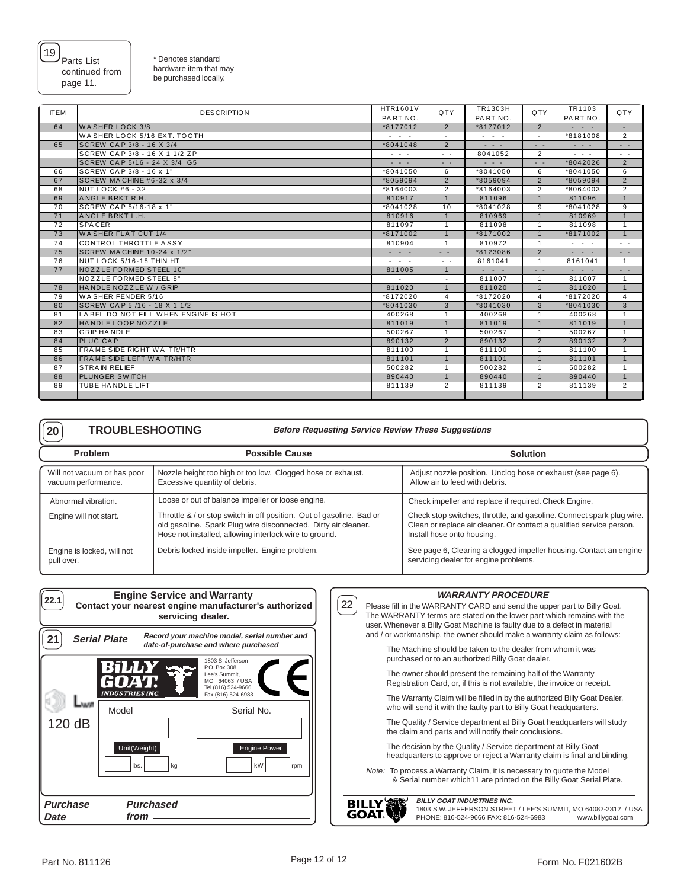19 Parts List continued from page 11.

\* Denotes standard hardware item that may be purchased locally.

| ITEM | DESCRIPTION | HTR1601V PART NO. | QTY | TR1303H PART NO. | QTY | TR1103 PART NO. | QTY |
|---|---|---|---|---|---|---|---|
| 64 | WASHER LOCK 3/8 | *8177012 | 2 | *8177012 | 2 | - - - | - |
| | WASHER LOCK 5/16 EXT. TOOTH | - - - | - | - - - | - | *8181008 | 2 |
| 65 | SCREW CAP 3/8 - 16 X 3/4 | *8041048 | 2 | - - - | - - | - - - | - - |
| | SCREW CAP 3/8 - 16 X 1 1/2 ZP | - - - | - - | 8041052 | 2 | - - - | - - |
| | SCREW CAP 5/16 - 24 X 3/4 G5 | - - - | - - | - - - | - - | *8042026 | 2 |
| 66 | SCREW CAP 3/8 - 16 x 1" | *8041050 | 6 | *8041050 | 6 | *8041050 | 6 |
| 67 | SCREW MACHINE #6-32 x 3/4 | *8059094 | 2 | *8059094 | 2 | *8059094 | 2 |
| 68 | NUT LOCK #6 - 32 | *8164003 | 2 | *8164003 | 2 | *8064003 | 2 |
| 69 | ANGLE BRKT R.H. | 810917 | 1 | 811096 | 1 | 811096 | 1 |
| 70 | SCREW CAP 5/16-18 x 1" | *8041028 | 10 | *8041028 | 9 | *8041028 | 9 |
| 71 | ANGLE BRKT L.H. | 810916 | 1 | 810969 | 1 | 810969 | 1 |
| 72 | SPACER | 811097 | 1 | 811098 | 1 | 811098 | 1 |
| 73 | WASHER FLAT CUT 1/4 | *8171002 | 1 | *8171002 | 1 | *8171002 | 1 |
| 74 | CONTROL THROTTLE ASSY | 810904 | 1 | 810972 | 1 | - - - | - - |
| 75 | SCREW MACHINE 10-24 x 1/2" | - - - | - - | *8123086 | 2 | - - - | - - |
| 76 | NUT LOCK 5/16-18 THIN HT. | - - - | - - | 8161041 | 1 | 8161041 | 1 |
| 77 | NOZZLE FORMED STEEL 10" | 811005 | 1 | - - - | - - | - - - | - - |
| | NOZZLE FORMED STEEL 8" | - | - | 811007 | 1 | 811007 | 1 |
| 78 | HANDLE NOZZLE W / GRIP | 811020 | 1 | 811020 | 1 | 811020 | 1 |
| 79 | WASHER FENDER 5/16 | *8172020 | 4 | *8172020 | 4 | *8172020 | 4 |
| 80 | SCREW CAP 5 /16 - 18 X 1 1/2 | *8041030 | 3 | *8041030 | 3 | *8041030 | 3 |
| 81 | LABEL DO NOT FILL WHEN ENGINE IS HOT | 400268 | 1 | 400268 | 1 | 400268 | 1 |
| 82 | HANDLE LOOP NOZZLE | 811019 | 1 | 811019 | 1 | 811019 | 1 |
| 83 | GRIP HANDLE | 500267 | 1 | 500267 | 1 | 500267 | 1 |
| 84 | PLUG CAP | 890132 | 2 | 890132 | 2 | 890132 | 2 |
| 85 | FRAME SIDE RIGHT WA TR/HTR | 811100 | 1 | 811100 | 1 | 811100 | 1 |
| 86 | FRAME SIDE LEFT WA TR/HTR | 811101 | 1 | 811101 | 1 | 811101 | 1 |
| 87 | STRAIN RELIEF | 500282 | 1 | 500282 | 1 | 500282 | 1 |
| 88 | PLUNGER SWITCH | 890440 | 1 | 890440 | 1 | 890440 | 1 |
| 89 | TUBE HANDLE LIFT | 811139 | 2 | 811139 | 2 | 811139 | 2 |

## 20 TROUBLESHOOTING

*Before Requesting Service Review These Suggestions*

| Problem | Possible Cause | Solution |
|---|---|---|
| Will not vacuum or has poor vacuum performance. | Nozzle height too high or too low. Clogged hose or exhaust. Excessive quantity of debris. | Adjust nozzle position. Unclog hose or exhaust (see page 6). Allow air to feed with debris. |
| Abnormal vibration. | Loose or out of balance impeller or loose engine. | Check impeller and replace if required. Check Engine. |
| Engine will not start. | Throttle & / or stop switch in off position. Out of gasoline. Bad or old gasoline. Spark Plug wire disconnected. Dirty air cleaner. Hose not installed, allowing interlock wire to ground. | Check stop switches, throttle, and gasoline. Connect spark plug wire. Clean or replace air cleaner. Or contact a qualified service person. Install hose onto housing. |
| Engine is locked, will not pull over. | Debris locked inside impeller. Engine problem. | See page 6, Clearing a clogged impeller housing. Contact an engine servicing dealer for engine problems. |

## 22.1 Engine Service and Warranty

**Contact your nearest engine manufacturer's authorized servicing dealer.**

## 21 Serial Plate

***Record your machine model, serial number and date-of-purchase and where purchased***

BILLY GOAT INDUSTRIES INC.
1803 S. Jefferson
P.O. Box 308
Lee's Summit,
MO 64063 / USA
Tel (816) 524-9666
Fax (816) 524-6983

120 dB

Model ______ Serial No. ______

Unit(Weight) ______ lbs. ______ kg

Engine Power ______ kW ______ rpm

***Purchase Date*** ________ ***Purchased from*** ________

## 22 *WARRANTY PROCEDURE*

Please fill in the WARRANTY CARD and send the upper part to Billy Goat. The WARRANTY terms are stated on the lower part which remains with the user. Whenever a Billy Goat Machine is faulty due to a defect in material and / or workmanship, the owner should make a warranty claim as follows:

The Machine should be taken to the dealer from whom it was purchased or to an authorized Billy Goat dealer.

The owner should present the remaining half of the Warranty Registration Card, or, if this is not available, the invoice or receipt.

The Warranty Claim will be filled in by the authorized Billy Goat Dealer, who will send it with the faulty part to Billy Goat headquarters.

The Quality / Service department at Billy Goat headquarters will study the claim and parts and will notify their conclusions.

The decision by the Quality / Service department at Billy Goat headquarters to approve or reject a Warranty claim is final and binding.

*Note:* To process a Warranty Claim, it is necessary to quote the Model & Serial number which11 are printed on the Billy Goat Serial Plate.

***BILLY GOAT INDUSTRIES INC.***
1803 S.W. JEFFERSON STREET / LEE'S SUMMIT, MO 64082-2312 / USA
PHONE: 816-524-9666 FAX: 816-524-6983 www.billygoat.com

Part No. 811126

Form No. F021602B